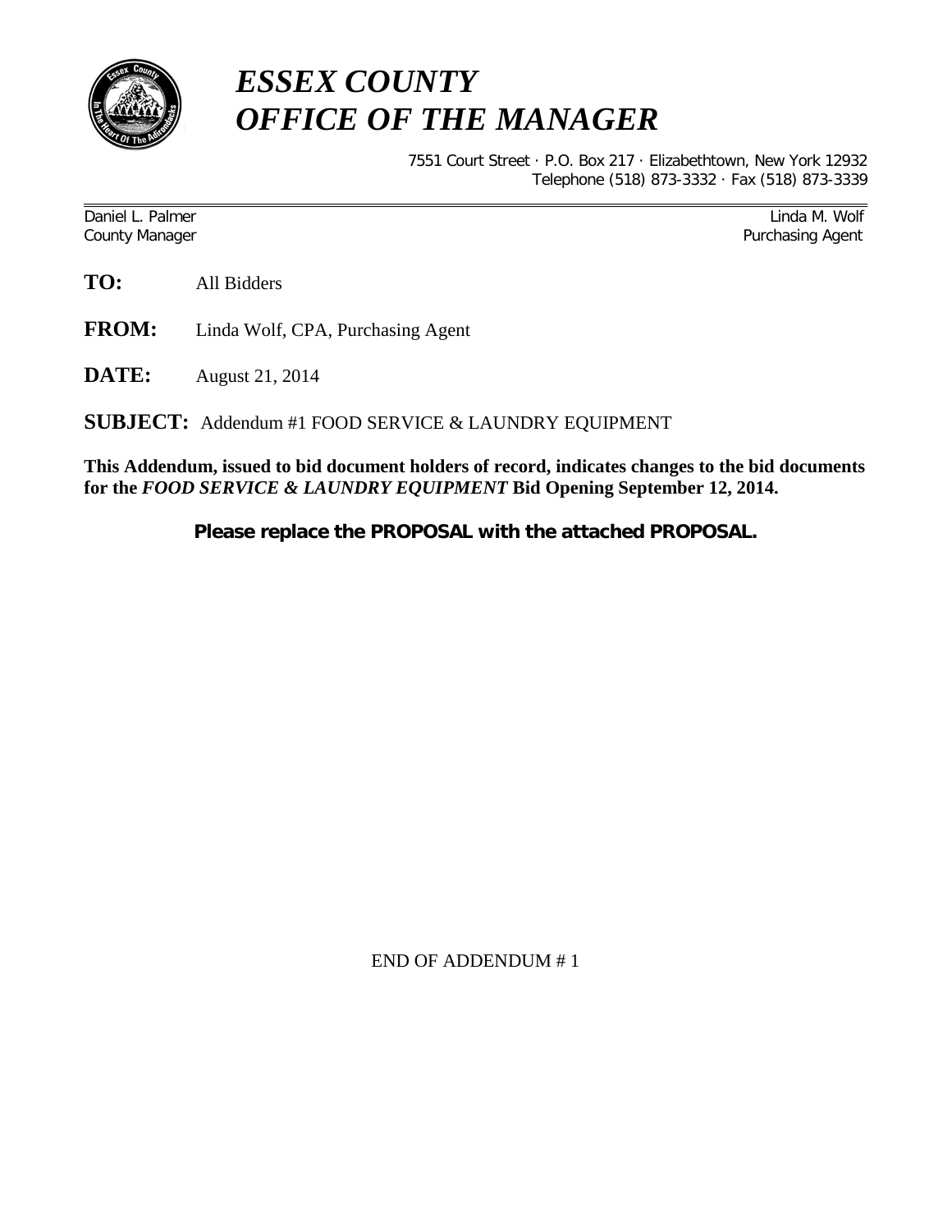# *ESSEX COUNTY*
# *OFFICE OF THE MANAGER*

7551 Court Street · P.O. Box 217 · Elizabethtown, New York 12932
Telephone (518) 873-3332 · Fax (518) 873-3339

---

Daniel L. Palmer
County Manager

Linda M. Wolf
Purchasing Agent

**TO:** All Bidders

**FROM:** Linda Wolf, CPA, Purchasing Agent

**DATE:** August 21, 2014

**SUBJECT:** Addendum #1 FOOD SERVICE & LAUNDRY EQUIPMENT

**This Addendum, issued to bid document holders of record, indicates changes to the bid documents for the *FOOD SERVICE & LAUNDRY EQUIPMENT* Bid Opening September 12, 2014.**

**Please replace the PROPOSAL with the attached PROPOSAL.**

END OF ADDENDUM # 1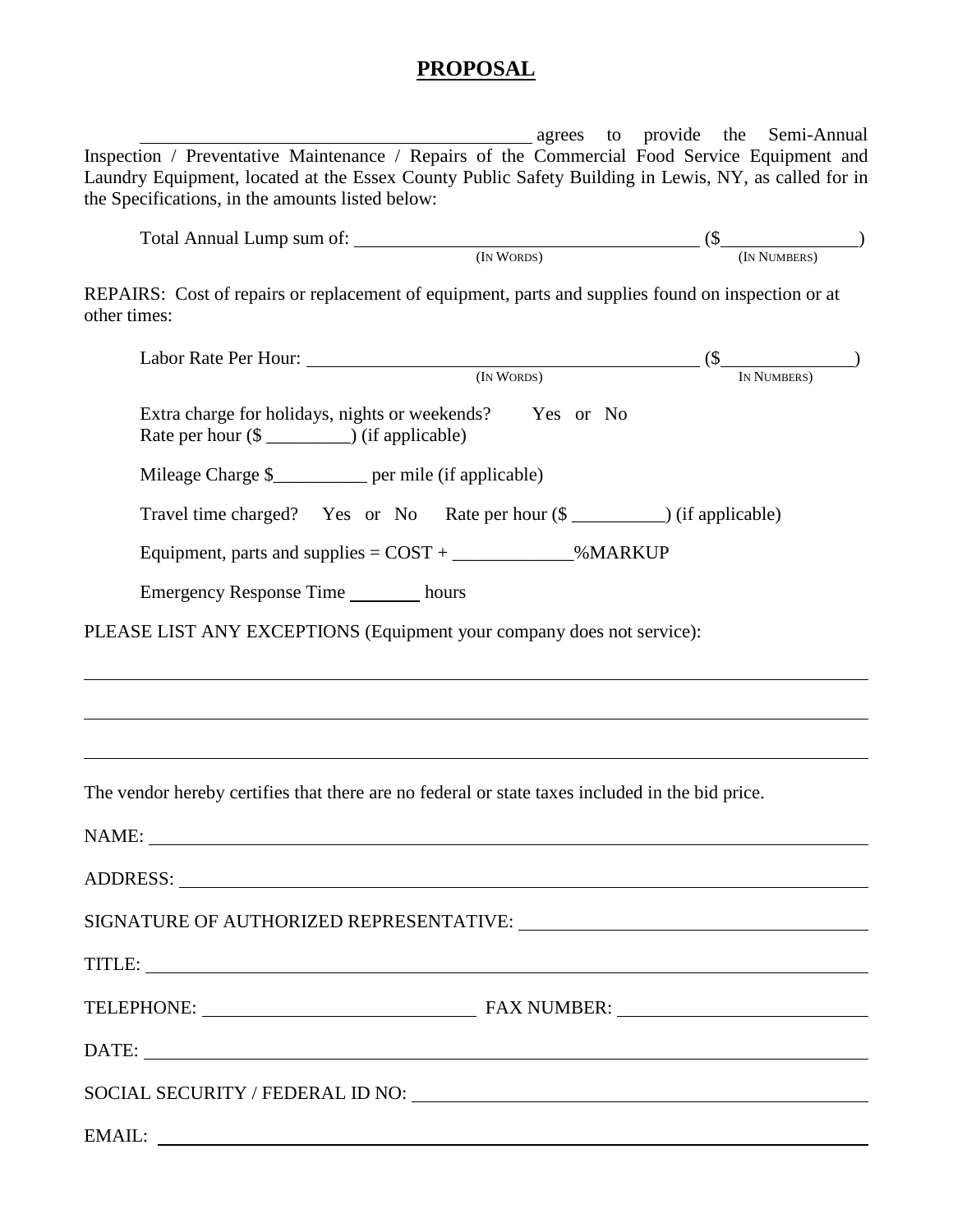# **PROPOSAL**

\_\_\_\_\_\_\_\_\_\_\_\_\_\_\_\_\_\_\_\_\_\_\_\_\_\_\_\_\_\_\_\_\_\_\_\_\_\_\_\_ agrees to provide the Semi-Annual Inspection / Preventative Maintenance / Repairs of the Commercial Food Service Equipment and Laundry Equipment, located at the Essex County Public Safety Building in Lewis, NY, as called for in the Specifications, in the amounts listed below:

Total Annual Lump sum of: \_\_\_\_\_\_\_\_\_\_\_\_\_\_\_\_\_\_\_\_\_\_\_\_\_\_\_\_\_\_\_\_\_\_\_\_ ($\_\_\_\_\_\_\_\_\_\_\_\_\_\_)
(IN WORDS) (IN NUMBERS)

REPAIRS: Cost of repairs or replacement of equipment, parts and supplies found on inspection or at other times:

Labor Rate Per Hour: \_\_\_\_\_\_\_\_\_\_\_\_\_\_\_\_\_\_\_\_\_\_\_\_\_\_\_\_\_\_\_\_\_\_\_\_\_\_\_\_ ($\_\_\_\_\_\_\_\_\_\_\_\_\_\_)
(IN WORDS) IN NUMBERS)

Extra charge for holidays, nights or weekends? Yes or No
Rate per hour ($ \_\_\_\_\_\_\_\_\_) (if applicable)

Mileage Charge $\_\_\_\_\_\_\_\_\_\_ per mile (if applicable)

Travel time charged? Yes or No Rate per hour ($ \_\_\_\_\_\_\_\_\_\_) (if applicable)

Equipment, parts and supplies = COST + \_\_\_\_\_\_\_\_\_\_\_\_\_%MARKUP

Emergency Response Time \_\_\_\_\_\_\_\_ hours

PLEASE LIST ANY EXCEPTIONS (Equipment your company does not service):

\_\_\_\_\_\_\_\_\_\_\_\_\_\_\_\_\_\_\_\_\_\_\_\_\_\_\_\_\_\_\_\_\_\_\_\_\_\_\_\_\_\_\_\_\_\_\_\_\_\_\_\_\_\_\_\_\_\_\_\_\_\_\_\_\_\_\_\_\_\_\_\_\_\_\_\_

\_\_\_\_\_\_\_\_\_\_\_\_\_\_\_\_\_\_\_\_\_\_\_\_\_\_\_\_\_\_\_\_\_\_\_\_\_\_\_\_\_\_\_\_\_\_\_\_\_\_\_\_\_\_\_\_\_\_\_\_\_\_\_\_\_\_\_\_\_\_\_\_\_\_\_\_

\_\_\_\_\_\_\_\_\_\_\_\_\_\_\_\_\_\_\_\_\_\_\_\_\_\_\_\_\_\_\_\_\_\_\_\_\_\_\_\_\_\_\_\_\_\_\_\_\_\_\_\_\_\_\_\_\_\_\_\_\_\_\_\_\_\_\_\_\_\_\_\_\_\_\_\_

The vendor hereby certifies that there are no federal or state taxes included in the bid price.

NAME: \_\_\_\_\_\_\_\_\_\_\_\_\_\_\_\_\_\_\_\_\_\_\_\_\_\_\_\_\_\_\_\_\_\_\_\_\_\_\_\_\_\_\_\_\_\_\_\_\_\_\_\_\_\_\_\_\_\_\_\_\_\_\_\_\_\_\_\_\_\_

ADDRESS: \_\_\_\_\_\_\_\_\_\_\_\_\_\_\_\_\_\_\_\_\_\_\_\_\_\_\_\_\_\_\_\_\_\_\_\_\_\_\_\_\_\_\_\_\_\_\_\_\_\_\_\_\_\_\_\_\_\_\_\_\_\_\_\_\_\_

SIGNATURE OF AUTHORIZED REPRESENTATIVE: \_\_\_\_\_\_\_\_\_\_\_\_\_\_\_\_\_\_\_\_\_\_\_\_\_\_\_\_\_\_\_\_\_\_

TITLE: \_\_\_\_\_\_\_\_\_\_\_\_\_\_\_\_\_\_\_\_\_\_\_\_\_\_\_\_\_\_\_\_\_\_\_\_\_\_\_\_\_\_\_\_\_\_\_\_\_\_\_\_\_\_\_\_\_\_\_\_\_\_\_\_\_\_\_\_\_\_\_

TELEPHONE: \_\_\_\_\_\_\_\_\_\_\_\_\_\_\_\_\_\_\_\_\_\_\_\_\_\_\_ FAX NUMBER: \_\_\_\_\_\_\_\_\_\_\_\_\_\_\_\_\_\_\_\_\_\_\_\_\_\_\_

DATE: \_\_\_\_\_\_\_\_\_\_\_\_\_\_\_\_\_\_\_\_\_\_\_\_\_\_\_\_\_\_\_\_\_\_\_\_\_\_\_\_\_\_\_\_\_\_\_\_\_\_\_\_\_\_\_\_\_\_\_\_\_\_\_\_\_\_\_\_\_\_\_\_

SOCIAL SECURITY / FEDERAL ID NO: \_\_\_\_\_\_\_\_\_\_\_\_\_\_\_\_\_\_\_\_\_\_\_\_\_\_\_\_\_\_\_\_\_\_\_\_\_\_\_\_\_\_\_\_\_

EMAIL: \_\_\_\_\_\_\_\_\_\_\_\_\_\_\_\_\_\_\_\_\_\_\_\_\_\_\_\_\_\_\_\_\_\_\_\_\_\_\_\_\_\_\_\_\_\_\_\_\_\_\_\_\_\_\_\_\_\_\_\_\_\_\_\_\_\_\_\_\_\_\_